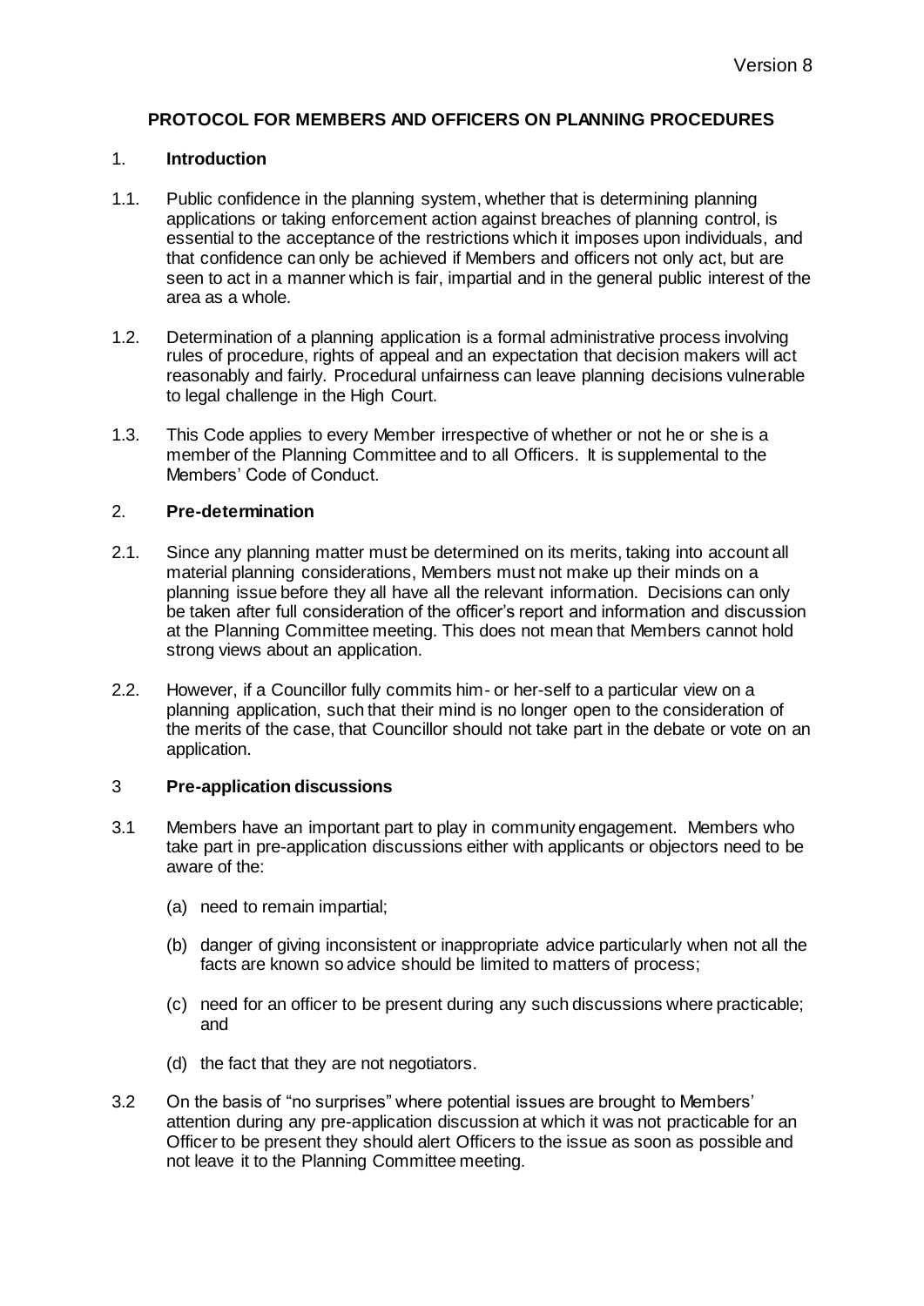Version 8

# PROTOCOL FOR MEMBERS AND OFFICERS ON PLANNING PROCEDURES

## 1. Introduction

1.1. Public confidence in the planning system, whether that is determining planning applications or taking enforcement action against breaches of planning control, is essential to the acceptance of the restrictions which it imposes upon individuals, and that confidence can only be achieved if Members and officers not only act, but are seen to act in a manner which is fair, impartial and in the general public interest of the area as a whole.

1.2. Determination of a planning application is a formal administrative process involving rules of procedure, rights of appeal and an expectation that decision makers will act reasonably and fairly. Procedural unfairness can leave planning decisions vulnerable to legal challenge in the High Court.

1.3. This Code applies to every Member irrespective of whether or not he or she is a member of the Planning Committee and to all Officers. It is supplemental to the Members' Code of Conduct.

## 2. Pre-determination

2.1. Since any planning matter must be determined on its merits, taking into account all material planning considerations, Members must not make up their minds on a planning issue before they all have all the relevant information. Decisions can only be taken after full consideration of the officer's report and information and discussion at the Planning Committee meeting. This does not mean that Members cannot hold strong views about an application.

2.2. However, if a Councillor fully commits him- or her-self to a particular view on a planning application, such that their mind is no longer open to the consideration of the merits of the case, that Councillor should not take part in the debate or vote on an application.

## 3 Pre-application discussions

3.1 Members have an important part to play in community engagement. Members who take part in pre-application discussions either with applicants or objectors need to be aware of the:

(a) need to remain impartial;

(b) danger of giving inconsistent or inappropriate advice particularly when not all the facts are known so advice should be limited to matters of process;

(c) need for an officer to be present during any such discussions where practicable; and

(d) the fact that they are not negotiators.

3.2 On the basis of "no surprises" where potential issues are brought to Members' attention during any pre-application discussion at which it was not practicable for an Officer to be present they should alert Officers to the issue as soon as possible and not leave it to the Planning Committee meeting.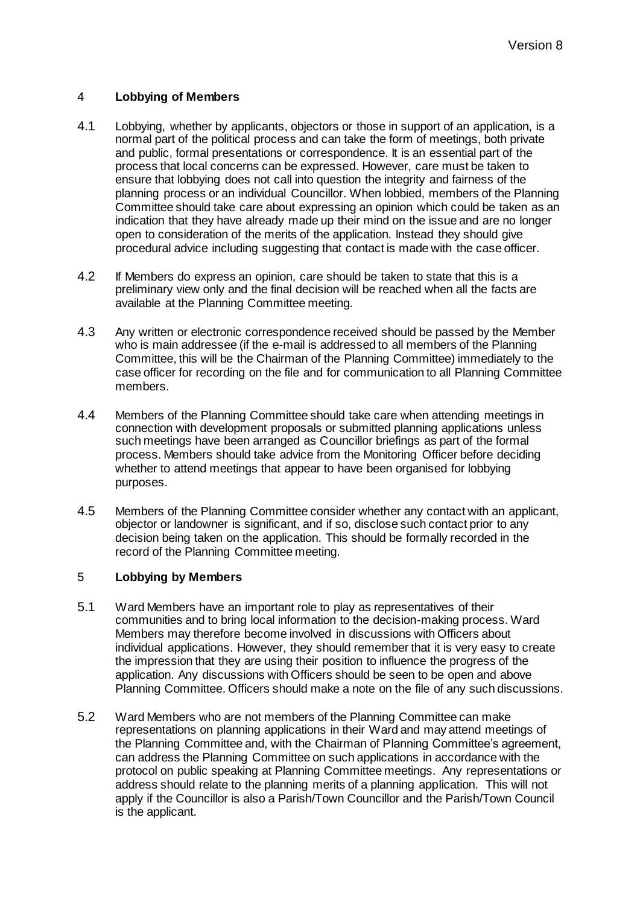## 4 Lobbying of Members

4.1 Lobbying, whether by applicants, objectors or those in support of an application, is a normal part of the political process and can take the form of meetings, both private and public, formal presentations or correspondence. It is an essential part of the process that local concerns can be expressed. However, care must be taken to ensure that lobbying does not call into question the integrity and fairness of the planning process or an individual Councillor. When lobbied, members of the Planning Committee should take care about expressing an opinion which could be taken as an indication that they have already made up their mind on the issue and are no longer open to consideration of the merits of the application. Instead they should give procedural advice including suggesting that contact is made with the case officer.

4.2 If Members do express an opinion, care should be taken to state that this is a preliminary view only and the final decision will be reached when all the facts are available at the Planning Committee meeting.

4.3 Any written or electronic correspondence received should be passed by the Member who is main addressee (if the e-mail is addressed to all members of the Planning Committee, this will be the Chairman of the Planning Committee) immediately to the case officer for recording on the file and for communication to all Planning Committee members.

4.4 Members of the Planning Committee should take care when attending meetings in connection with development proposals or submitted planning applications unless such meetings have been arranged as Councillor briefings as part of the formal process. Members should take advice from the Monitoring Officer before deciding whether to attend meetings that appear to have been organised for lobbying purposes.

4.5 Members of the Planning Committee consider whether any contact with an applicant, objector or landowner is significant, and if so, disclose such contact prior to any decision being taken on the application. This should be formally recorded in the record of the Planning Committee meeting.

## 5 Lobbying by Members

5.1 Ward Members have an important role to play as representatives of their communities and to bring local information to the decision-making process. Ward Members may therefore become involved in discussions with Officers about individual applications. However, they should remember that it is very easy to create the impression that they are using their position to influence the progress of the application. Any discussions with Officers should be seen to be open and above Planning Committee. Officers should make a note on the file of any such discussions.

5.2 Ward Members who are not members of the Planning Committee can make representations on planning applications in their Ward and may attend meetings of the Planning Committee and, with the Chairman of Planning Committee's agreement, can address the Planning Committee on such applications in accordance with the protocol on public speaking at Planning Committee meetings. Any representations or address should relate to the planning merits of a planning application. This will not apply if the Councillor is also a Parish/Town Councillor and the Parish/Town Council is the applicant.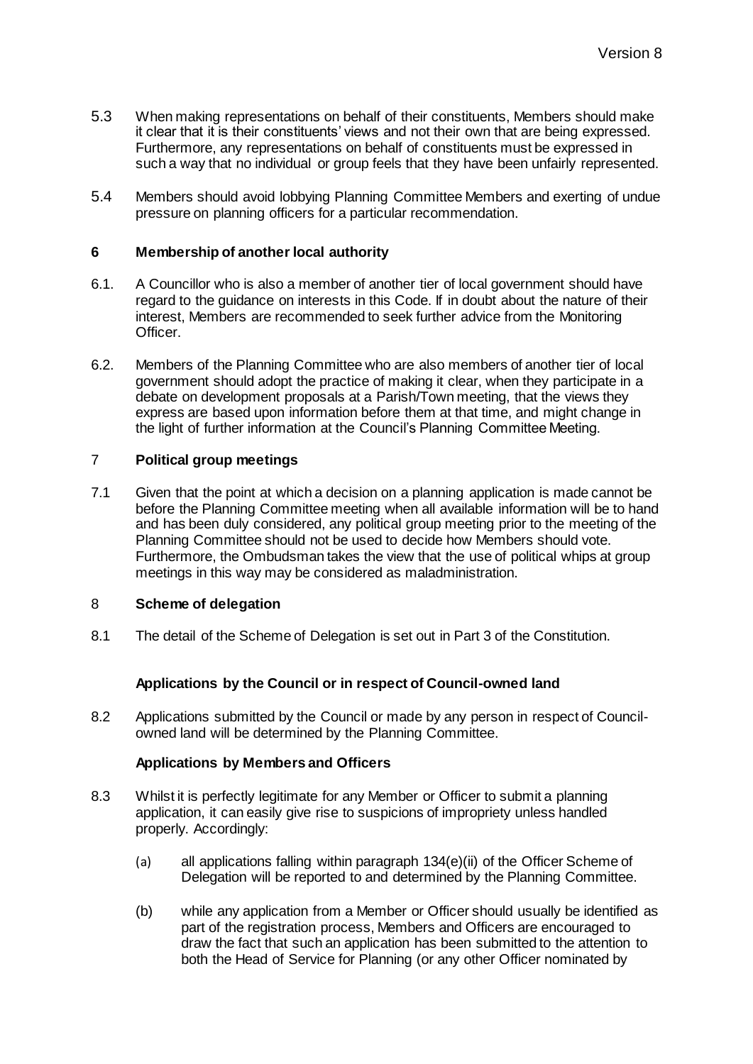5.3 When making representations on behalf of their constituents, Members should make it clear that it is their constituents' views and not their own that are being expressed. Furthermore, any representations on behalf of constituents must be expressed in such a way that no individual or group feels that they have been unfairly represented.

5.4 Members should avoid lobbying Planning Committee Members and exerting of undue pressure on planning officers for a particular recommendation.

## 6 Membership of another local authority

6.1. A Councillor who is also a member of another tier of local government should have regard to the guidance on interests in this Code. If in doubt about the nature of their interest, Members are recommended to seek further advice from the Monitoring Officer.

6.2. Members of the Planning Committee who are also members of another tier of local government should adopt the practice of making it clear, when they participate in a debate on development proposals at a Parish/Town meeting, that the views they express are based upon information before them at that time, and might change in the light of further information at the Council's Planning Committee Meeting.

## 7 Political group meetings

7.1 Given that the point at which a decision on a planning application is made cannot be before the Planning Committee meeting when all available information will be to hand and has been duly considered, any political group meeting prior to the meeting of the Planning Committee should not be used to decide how Members should vote. Furthermore, the Ombudsman takes the view that the use of political whips at group meetings in this way may be considered as maladministration.

## 8 Scheme of delegation

8.1 The detail of the Scheme of Delegation is set out in Part 3 of the Constitution.

### Applications by the Council or in respect of Council-owned land

8.2 Applications submitted by the Council or made by any person in respect of Council-owned land will be determined by the Planning Committee.

### Applications by Members and Officers

8.3 Whilst it is perfectly legitimate for any Member or Officer to submit a planning application, it can easily give rise to suspicions of impropriety unless handled properly. Accordingly:

(a) all applications falling within paragraph 134(e)(ii) of the Officer Scheme of Delegation will be reported to and determined by the Planning Committee.

(b) while any application from a Member or Officer should usually be identified as part of the registration process, Members and Officers are encouraged to draw the fact that such an application has been submitted to the attention to both the Head of Service for Planning (or any other Officer nominated by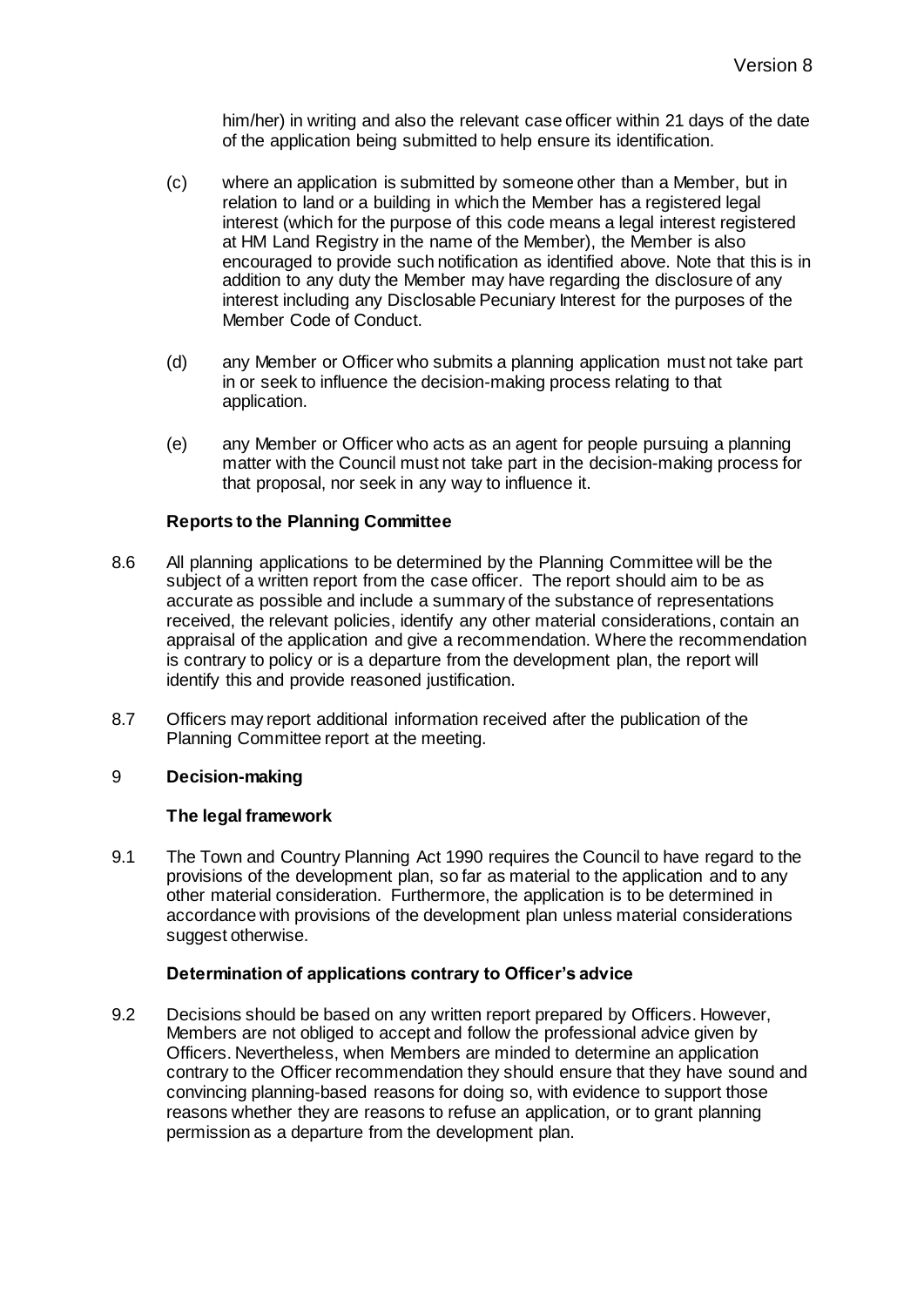him/her) in writing and also the relevant case officer within 21 days of the date of the application being submitted to help ensure its identification.

(c) where an application is submitted by someone other than a Member, but in relation to land or a building in which the Member has a registered legal interest (which for the purpose of this code means a legal interest registered at HM Land Registry in the name of the Member), the Member is also encouraged to provide such notification as identified above. Note that this is in addition to any duty the Member may have regarding the disclosure of any interest including any Disclosable Pecuniary Interest for the purposes of the Member Code of Conduct.

(d) any Member or Officer who submits a planning application must not take part in or seek to influence the decision-making process relating to that application.

(e) any Member or Officer who acts as an agent for people pursuing a planning matter with the Council must not take part in the decision-making process for that proposal, nor seek in any way to influence it.

### Reports to the Planning Committee

8.6 All planning applications to be determined by the Planning Committee will be the subject of a written report from the case officer. The report should aim to be as accurate as possible and include a summary of the substance of representations received, the relevant policies, identify any other material considerations, contain an appraisal of the application and give a recommendation. Where the recommendation is contrary to policy or is a departure from the development plan, the report will identify this and provide reasoned justification.

8.7 Officers may report additional information received after the publication of the Planning Committee report at the meeting.

## 9 Decision-making

### The legal framework

9.1 The Town and Country Planning Act 1990 requires the Council to have regard to the provisions of the development plan, so far as material to the application and to any other material consideration. Furthermore, the application is to be determined in accordance with provisions of the development plan unless material considerations suggest otherwise.

### Determination of applications contrary to Officer's advice

9.2 Decisions should be based on any written report prepared by Officers. However, Members are not obliged to accept and follow the professional advice given by Officers. Nevertheless, when Members are minded to determine an application contrary to the Officer recommendation they should ensure that they have sound and convincing planning-based reasons for doing so, with evidence to support those reasons whether they are reasons to refuse an application, or to grant planning permission as a departure from the development plan.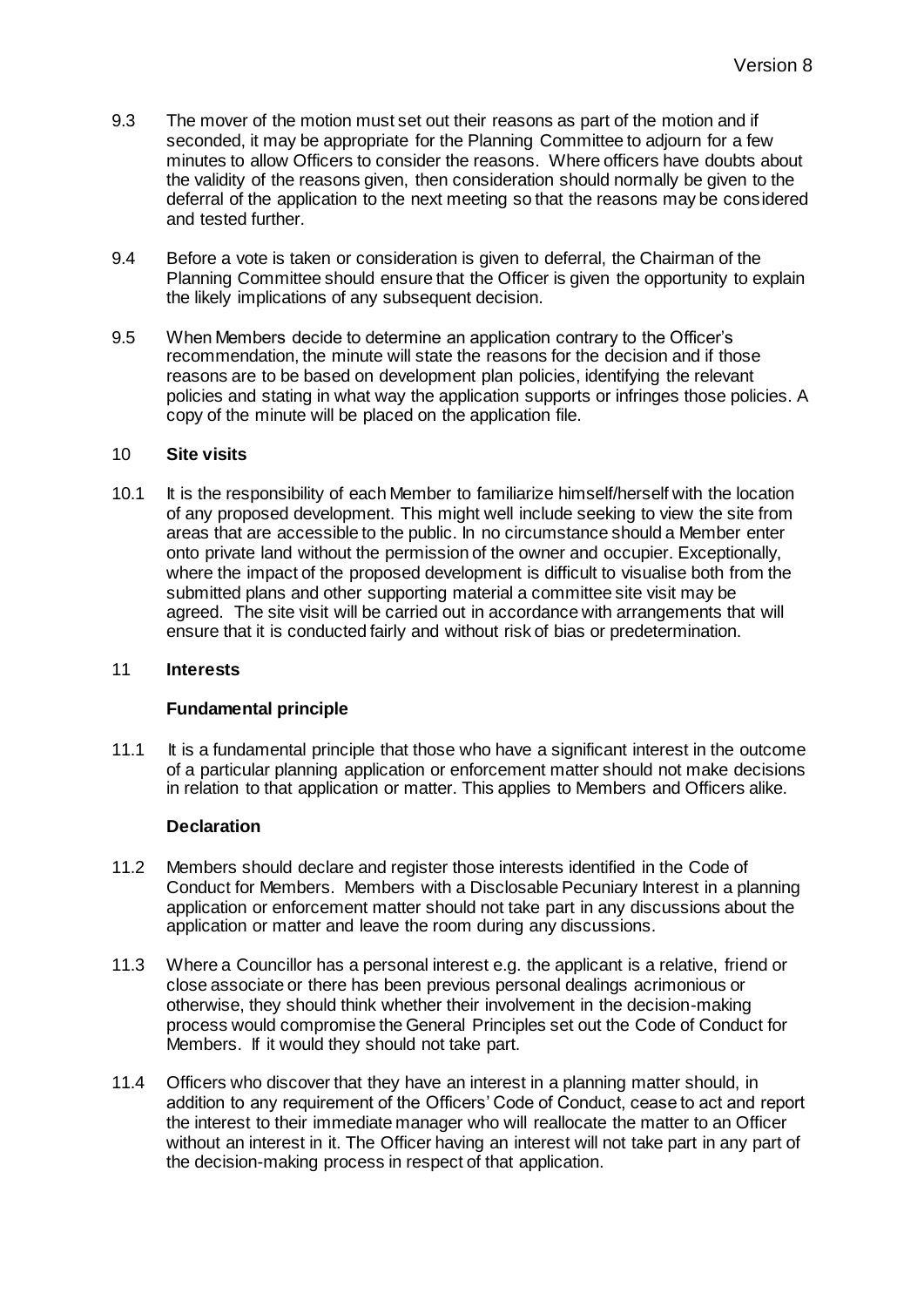9.3 The mover of the motion must set out their reasons as part of the motion and if seconded, it may be appropriate for the Planning Committee to adjourn for a few minutes to allow Officers to consider the reasons. Where officers have doubts about the validity of the reasons given, then consideration should normally be given to the deferral of the application to the next meeting so that the reasons may be considered and tested further.

9.4 Before a vote is taken or consideration is given to deferral, the Chairman of the Planning Committee should ensure that the Officer is given the opportunity to explain the likely implications of any subsequent decision.

9.5 When Members decide to determine an application contrary to the Officer's recommendation, the minute will state the reasons for the decision and if those reasons are to be based on development plan policies, identifying the relevant policies and stating in what way the application supports or infringes those policies. A copy of the minute will be placed on the application file.

## 10 Site visits

10.1 It is the responsibility of each Member to familiarize himself/herself with the location of any proposed development. This might well include seeking to view the site from areas that are accessible to the public. In no circumstance should a Member enter onto private land without the permission of the owner and occupier. Exceptionally, where the impact of the proposed development is difficult to visualise both from the submitted plans and other supporting material a committee site visit may be agreed. The site visit will be carried out in accordance with arrangements that will ensure that it is conducted fairly and without risk of bias or predetermination.

## 11 Interests

### Fundamental principle

11.1 It is a fundamental principle that those who have a significant interest in the outcome of a particular planning application or enforcement matter should not make decisions in relation to that application or matter. This applies to Members and Officers alike.

### Declaration

11.2 Members should declare and register those interests identified in the Code of Conduct for Members. Members with a Disclosable Pecuniary Interest in a planning application or enforcement matter should not take part in any discussions about the application or matter and leave the room during any discussions.

11.3 Where a Councillor has a personal interest e.g. the applicant is a relative, friend or close associate or there has been previous personal dealings acrimonious or otherwise, they should think whether their involvement in the decision-making process would compromise the General Principles set out the Code of Conduct for Members. If it would they should not take part.

11.4 Officers who discover that they have an interest in a planning matter should, in addition to any requirement of the Officers' Code of Conduct, cease to act and report the interest to their immediate manager who will reallocate the matter to an Officer without an interest in it. The Officer having an interest will not take part in any part of the decision-making process in respect of that application.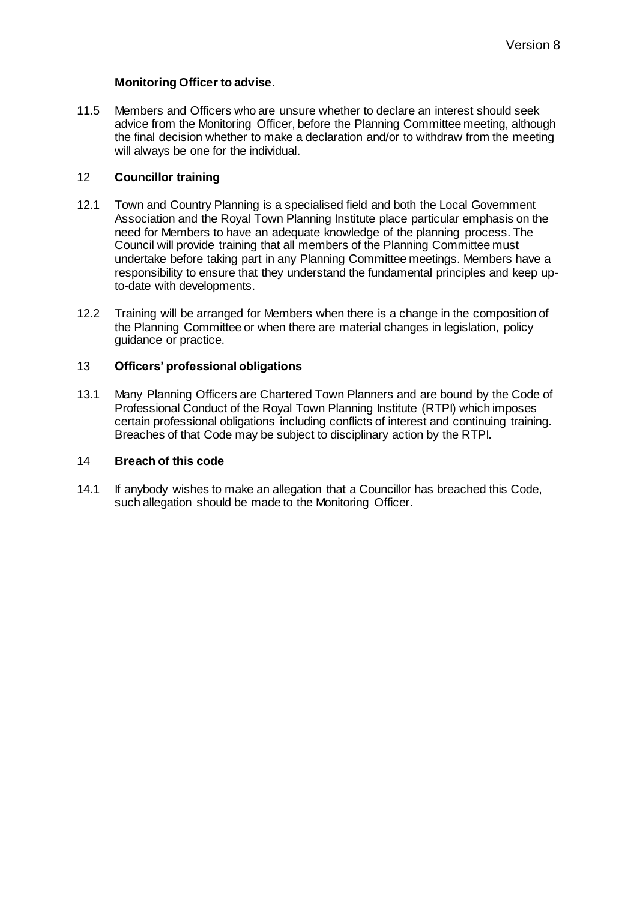**Monitoring Officer to advise.**

11.5 Members and Officers who are unsure whether to declare an interest should seek advice from the Monitoring Officer, before the Planning Committee meeting, although the final decision whether to make a declaration and/or to withdraw from the meeting will always be one for the individual.

## 12 Councillor training

12.1 Town and Country Planning is a specialised field and both the Local Government Association and the Royal Town Planning Institute place particular emphasis on the need for Members to have an adequate knowledge of the planning process. The Council will provide training that all members of the Planning Committee must undertake before taking part in any Planning Committee meetings. Members have a responsibility to ensure that they understand the fundamental principles and keep up-to-date with developments.

12.2 Training will be arranged for Members when there is a change in the composition of the Planning Committee or when there are material changes in legislation, policy guidance or practice.

## 13 Officers' professional obligations

13.1 Many Planning Officers are Chartered Town Planners and are bound by the Code of Professional Conduct of the Royal Town Planning Institute (RTPI) which imposes certain professional obligations including conflicts of interest and continuing training. Breaches of that Code may be subject to disciplinary action by the RTPI.

## 14 Breach of this code

14.1 If anybody wishes to make an allegation that a Councillor has breached this Code, such allegation should be made to the Monitoring Officer.